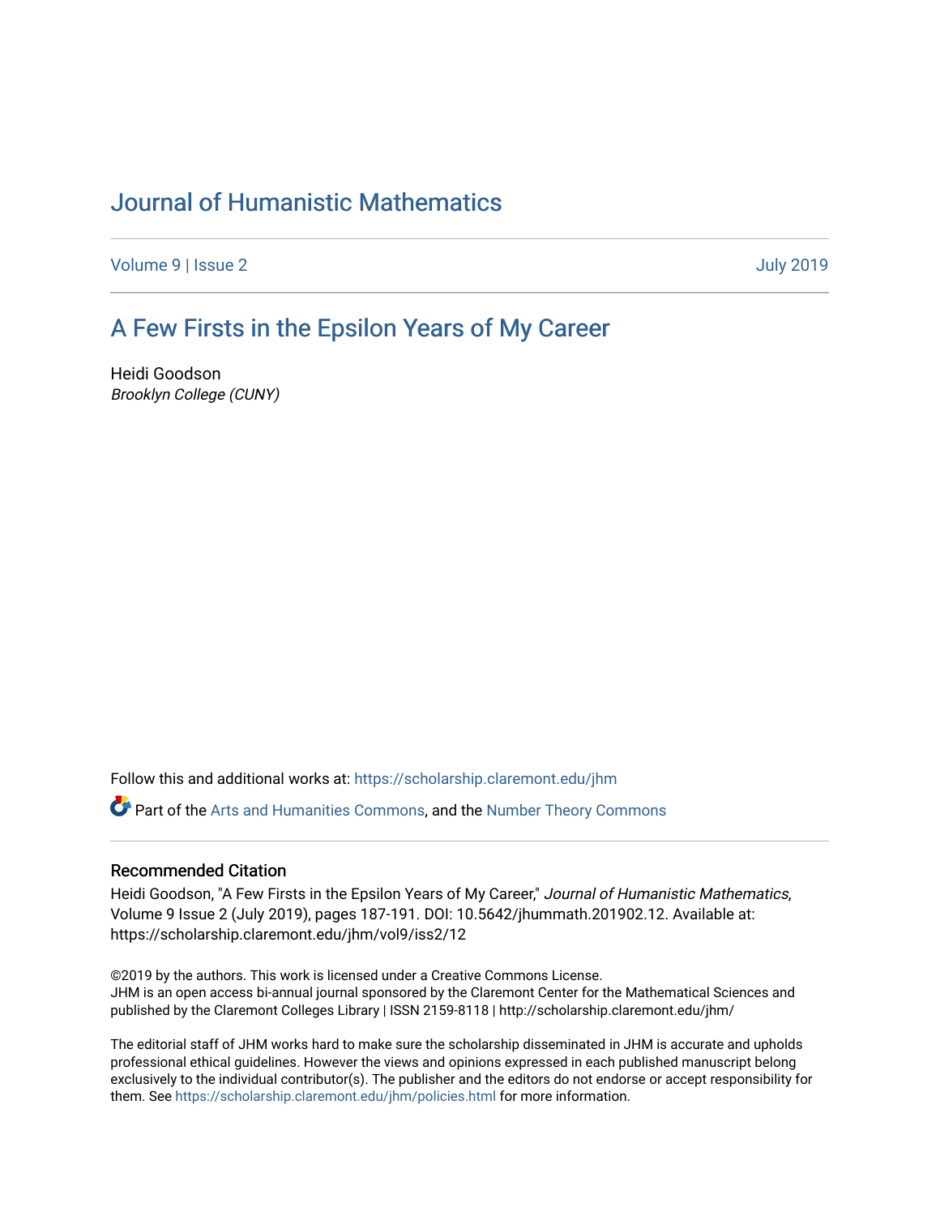# Journal of Humanistic Mathematics

Volume 9 | Issue 2 July 2019

## A Few Firsts in the Epsilon Years of My Career

Heidi Goodson
*Brooklyn College (CUNY)*

Follow this and additional works at: https://scholarship.claremont.edu/jhm

Part of the Arts and Humanities Commons, and the Number Theory Commons

### Recommended Citation

Heidi Goodson, "A Few Firsts in the Epsilon Years of My Career," *Journal of Humanistic Mathematics*, Volume 9 Issue 2 (July 2019), pages 187-191. DOI: 10.5642/jhummath.201902.12. Available at: https://scholarship.claremont.edu/jhm/vol9/iss2/12

©2019 by the authors. This work is licensed under a Creative Commons License.
JHM is an open access bi-annual journal sponsored by the Claremont Center for the Mathematical Sciences and published by the Claremont Colleges Library | ISSN 2159-8118 | http://scholarship.claremont.edu/jhm/

The editorial staff of JHM works hard to make sure the scholarship disseminated in JHM is accurate and upholds professional ethical guidelines. However the views and opinions expressed in each published manuscript belong exclusively to the individual contributor(s). The publisher and the editors do not endorse or accept responsibility for them. See https://scholarship.claremont.edu/jhm/policies.html for more information.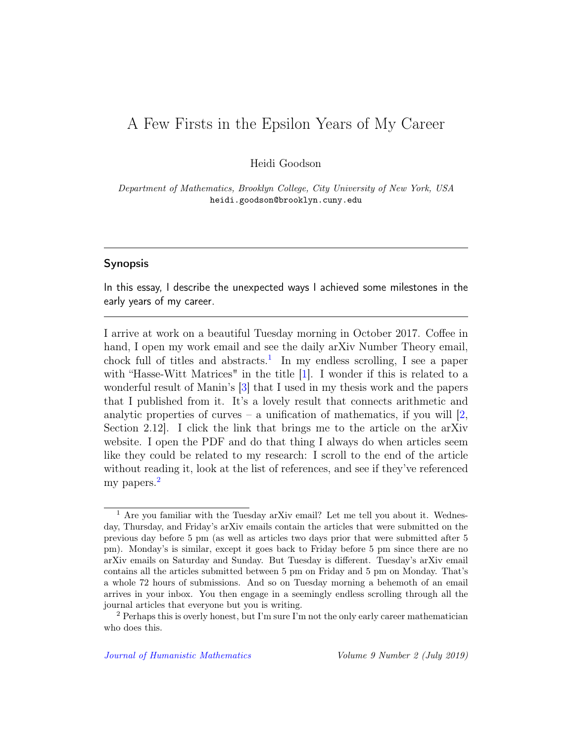# A Few Firsts in the Epsilon Years of My Career

Heidi Goodson

*Department of Mathematics, Brooklyn College, City University of New York, USA*
`heidi.goodson@brooklyn.cuny.edu`

---

### Synopsis

In this essay, I describe the unexpected ways I achieved some milestones in the early years of my career.

---

I arrive at work on a beautiful Tuesday morning in October 2017. Coffee in hand, I open my work email and see the daily arXiv Number Theory email, chock full of titles and abstracts.[1] In my endless scrolling, I see a paper with "Hasse-Witt Matrices" in the title [1]. I wonder if this is related to a wonderful result of Manin's [3] that I used in my thesis work and the papers that I published from it. It's a lovely result that connects arithmetic and analytic properties of curves – a unification of mathematics, if you will [2, Section 2.12]. I click the link that brings me to the article on the arXiv website. I open the PDF and do that thing I always do when articles seem like they could be related to my research: I scroll to the end of the article without reading it, look at the list of references, and see if they've referenced my papers.[2]

---

[1] Are you familiar with the Tuesday arXiv email? Let me tell you about it. Wednesday, Thursday, and Friday's arXiv emails contain the articles that were submitted on the previous day before 5 pm (as well as articles two days prior that were submitted after 5 pm). Monday's is similar, except it goes back to Friday before 5 pm since there are no arXiv emails on Saturday and Sunday. But Tuesday is different. Tuesday's arXiv email contains all the articles submitted between 5 pm on Friday and 5 pm on Monday. That's a whole 72 hours of submissions. And so on Tuesday morning a behemoth of an email arrives in your inbox. You then engage in a seemingly endless scrolling through all the journal articles that everyone but you is writing.

[2] Perhaps this is overly honest, but I'm sure I'm not the only early career mathematician who does this.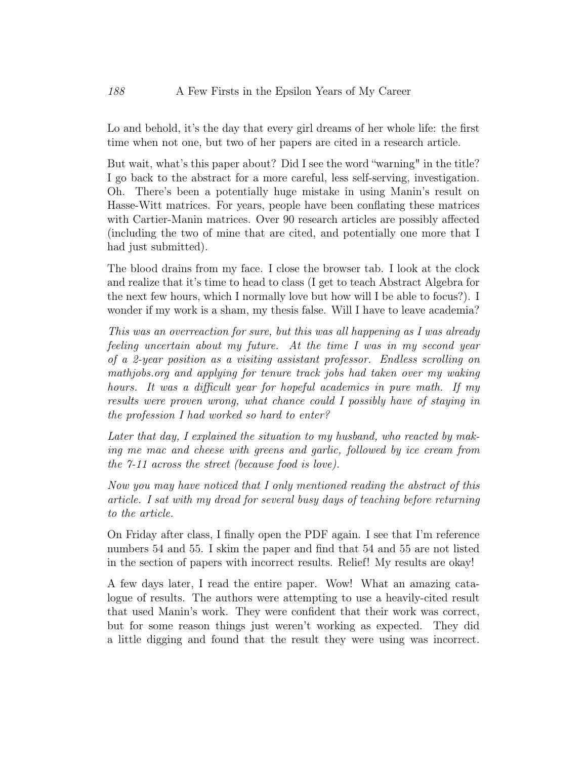Lo and behold, it's the day that every girl dreams of her whole life: the first time when not one, but two of her papers are cited in a research article.

But wait, what's this paper about? Did I see the word "warning" in the title? I go back to the abstract for a more careful, less self-serving, investigation. Oh. There's been a potentially huge mistake in using Manin's result on Hasse-Witt matrices. For years, people have been conflating these matrices with Cartier-Manin matrices. Over 90 research articles are possibly affected (including the two of mine that are cited, and potentially one more that I had just submitted).

The blood drains from my face. I close the browser tab. I look at the clock and realize that it's time to head to class (I get to teach Abstract Algebra for the next few hours, which I normally love but how will I be able to focus?). I wonder if my work is a sham, my thesis false. Will I have to leave academia?

*This was an overreaction for sure, but this was all happening as I was already feeling uncertain about my future. At the time I was in my second year of a 2-year position as a visiting assistant professor. Endless scrolling on mathjobs.org and applying for tenure track jobs had taken over my waking hours. It was a difficult year for hopeful academics in pure math. If my results were proven wrong, what chance could I possibly have of staying in the profession I had worked so hard to enter?*

*Later that day, I explained the situation to my husband, who reacted by making me mac and cheese with greens and garlic, followed by ice cream from the 7-11 across the street (because food is love).*

*Now you may have noticed that I only mentioned reading the abstract of this article. I sat with my dread for several busy days of teaching before returning to the article.*

On Friday after class, I finally open the PDF again. I see that I'm reference numbers 54 and 55. I skim the paper and find that 54 and 55 are not listed in the section of papers with incorrect results. Relief! My results are okay!

A few days later, I read the entire paper. Wow! What an amazing catalogue of results. The authors were attempting to use a heavily-cited result that used Manin's work. They were confident that their work was correct, but for some reason things just weren't working as expected. They did a little digging and found that the result they were using was incorrect.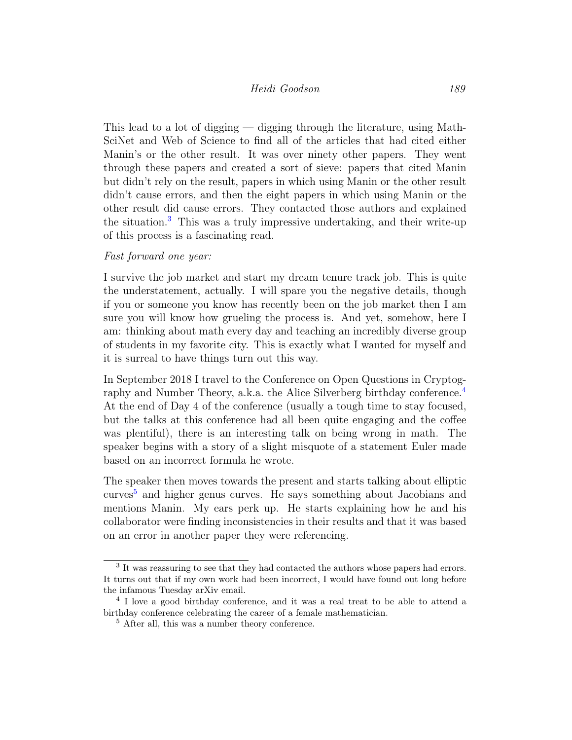This lead to a lot of digging — digging through the literature, using MathSciNet and Web of Science to find all of the articles that had cited either Manin's or the other result. It was over ninety other papers. They went through these papers and created a sort of sieve: papers that cited Manin but didn't rely on the result, papers in which using Manin or the other result didn't cause errors, and then the eight papers in which using Manin or the other result did cause errors. They contacted those authors and explained the situation.[3] This was a truly impressive undertaking, and their write-up of this process is a fascinating read.

*Fast forward one year:*

I survive the job market and start my dream tenure track job. This is quite the understatement, actually. I will spare you the negative details, though if you or someone you know has recently been on the job market then I am sure you will know how grueling the process is. And yet, somehow, here I am: thinking about math every day and teaching an incredibly diverse group of students in my favorite city. This is exactly what I wanted for myself and it is surreal to have things turn out this way.

In September 2018 I travel to the Conference on Open Questions in Cryptography and Number Theory, a.k.a. the Alice Silverberg birthday conference.[4] At the end of Day 4 of the conference (usually a tough time to stay focused, but the talks at this conference had all been quite engaging and the coffee was plentiful), there is an interesting talk on being wrong in math. The speaker begins with a story of a slight misquote of a statement Euler made based on an incorrect formula he wrote.

The speaker then moves towards the present and starts talking about elliptic curves[5] and higher genus curves. He says something about Jacobians and mentions Manin. My ears perk up. He starts explaining how he and his collaborator were finding inconsistencies in their results and that it was based on an error in another paper they were referencing.

---

[3] It was reassuring to see that they had contacted the authors whose papers had errors. It turns out that if my own work had been incorrect, I would have found out long before the infamous Tuesday arXiv email.

[4] I love a good birthday conference, and it was a real treat to be able to attend a birthday conference celebrating the career of a female mathematician.

[5] After all, this was a number theory conference.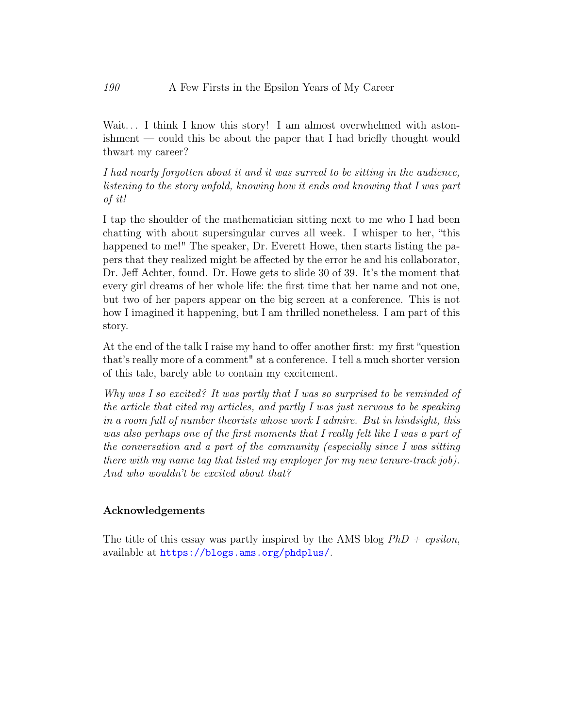Wait... I think I know this story! I am almost overwhelmed with astonishment — could this be about the paper that I had briefly thought would thwart my career?

*I had nearly forgotten about it and it was surreal to be sitting in the audience, listening to the story unfold, knowing how it ends and knowing that I was part of it!*

I tap the shoulder of the mathematician sitting next to me who I had been chatting with about supersingular curves all week. I whisper to her, "this happened to me!" The speaker, Dr. Everett Howe, then starts listing the papers that they realized might be affected by the error he and his collaborator, Dr. Jeff Achter, found. Dr. Howe gets to slide 30 of 39. It's the moment that every girl dreams of her whole life: the first time that her name and not one, but two of her papers appear on the big screen at a conference. This is not how I imagined it happening, but I am thrilled nonetheless. I am part of this story.

At the end of the talk I raise my hand to offer another first: my first "question that's really more of a comment" at a conference. I tell a much shorter version of this tale, barely able to contain my excitement.

*Why was I so excited? It was partly that I was so surprised to be reminded of the article that cited my articles, and partly I was just nervous to be speaking in a room full of number theorists whose work I admire. But in hindsight, this was also perhaps one of the first moments that I really felt like I was a part of the conversation and a part of the community (especially since I was sitting there with my name tag that listed my employer for my new tenure-track job). And who wouldn't be excited about that?*

### Acknowledgements

The title of this essay was partly inspired by the AMS blog *PhD + epsilon*, available at https://blogs.ams.org/phdplus/.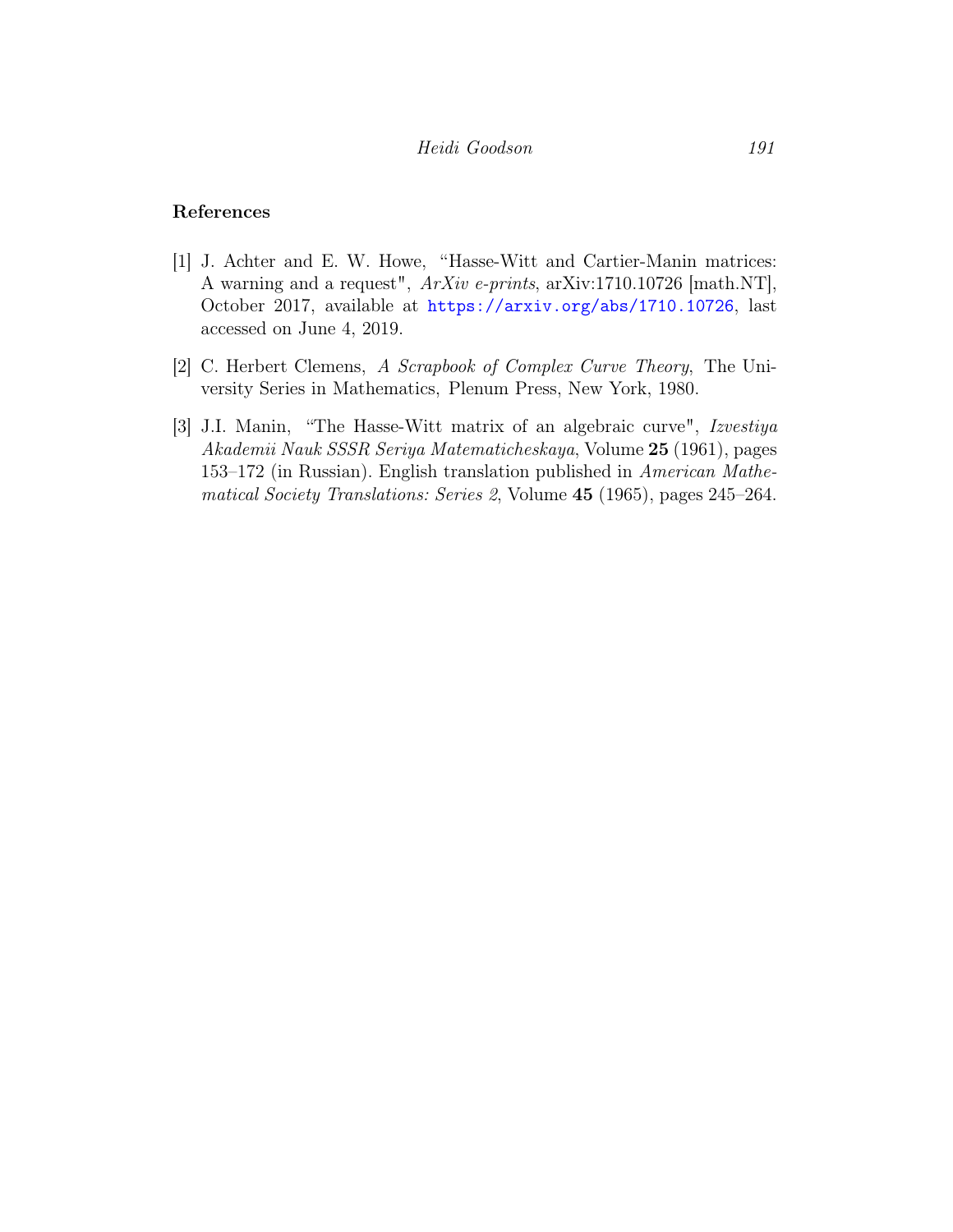## References

[1] J. Achter and E. W. Howe, "Hasse-Witt and Cartier-Manin matrices: A warning and a request", *ArXiv e-prints*, arXiv:1710.10726 [math.NT], October 2017, available at https://arxiv.org/abs/1710.10726, last accessed on June 4, 2019.

[2] C. Herbert Clemens, *A Scrapbook of Complex Curve Theory*, The University Series in Mathematics, Plenum Press, New York, 1980.

[3] J.I. Manin, "The Hasse-Witt matrix of an algebraic curve", *Izvestiya Akademii Nauk SSSR Seriya Matematicheskaya*, Volume **25** (1961), pages 153–172 (in Russian). English translation published in *American Mathematical Society Translations: Series 2*, Volume **45** (1965), pages 245–264.